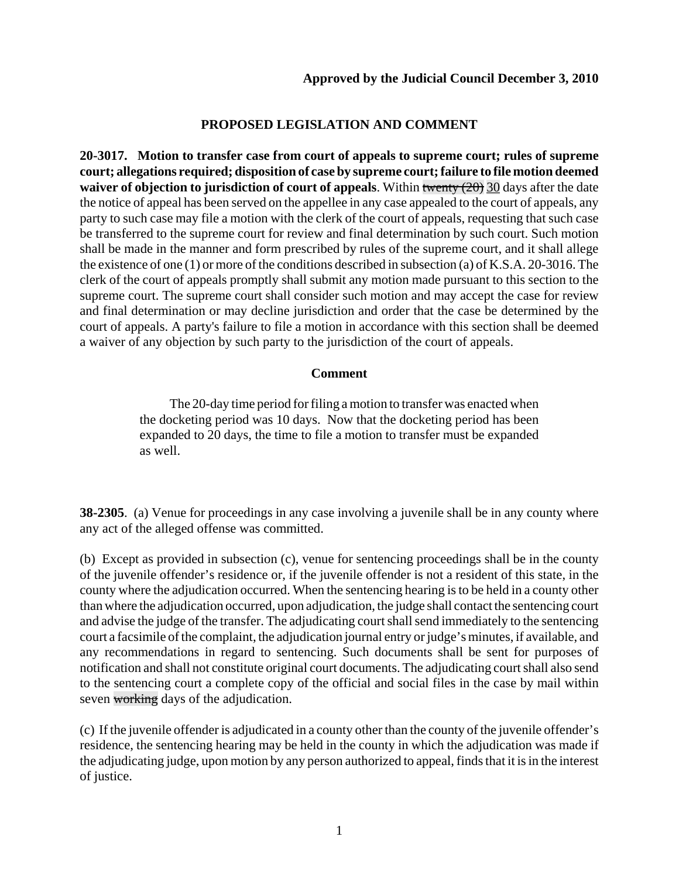**Approved by the Judicial Council December 3, 2010**

## PROPOSED LEGISLATION AND COMMENT

**20-3017. Motion to transfer case from court of appeals to supreme court; rules of supreme court; allegations required; disposition of case by supreme court; failure to file motion deemed waiver of objection to jurisdiction of court of appeals**. Within ~~twenty (20)~~ <u>30</u> days after the date the notice of appeal has been served on the appellee in any case appealed to the court of appeals, any party to such case may file a motion with the clerk of the court of appeals, requesting that such case be transferred to the supreme court for review and final determination by such court. Such motion shall be made in the manner and form prescribed by rules of the supreme court, and it shall allege the existence of one (1) or more of the conditions described in subsection (a) of K.S.A. 20-3016. The clerk of the court of appeals promptly shall submit any motion made pursuant to this section to the supreme court. The supreme court shall consider such motion and may accept the case for review and final determination or may decline jurisdiction and order that the case be determined by the court of appeals. A party's failure to file a motion in accordance with this section shall be deemed a waiver of any objection by such party to the jurisdiction of the court of appeals.

### Comment

> The 20-day time period for filing a motion to transfer was enacted when the docketing period was 10 days. Now that the docketing period has been expanded to 20 days, the time to file a motion to transfer must be expanded as well.

**38-2305**. (a) Venue for proceedings in any case involving a juvenile shall be in any county where any act of the alleged offense was committed.

(b) Except as provided in subsection (c), venue for sentencing proceedings shall be in the county of the juvenile offender's residence or, if the juvenile offender is not a resident of this state, in the county where the adjudication occurred. When the sentencing hearing is to be held in a county other than where the adjudication occurred, upon adjudication, the judge shall contact the sentencing court and advise the judge of the transfer. The adjudicating court shall send immediately to the sentencing court a facsimile of the complaint, the adjudication journal entry or judge's minutes, if available, and any recommendations in regard to sentencing. Such documents shall be sent for purposes of notification and shall not constitute original court documents. The adjudicating court shall also send to the sentencing court a complete copy of the official and social files in the case by mail within seven ~~working~~ days of the adjudication.

(c) If the juvenile offender is adjudicated in a county other than the county of the juvenile offender's residence, the sentencing hearing may be held in the county in which the adjudication was made if the adjudicating judge, upon motion by any person authorized to appeal, finds that it is in the interest of justice.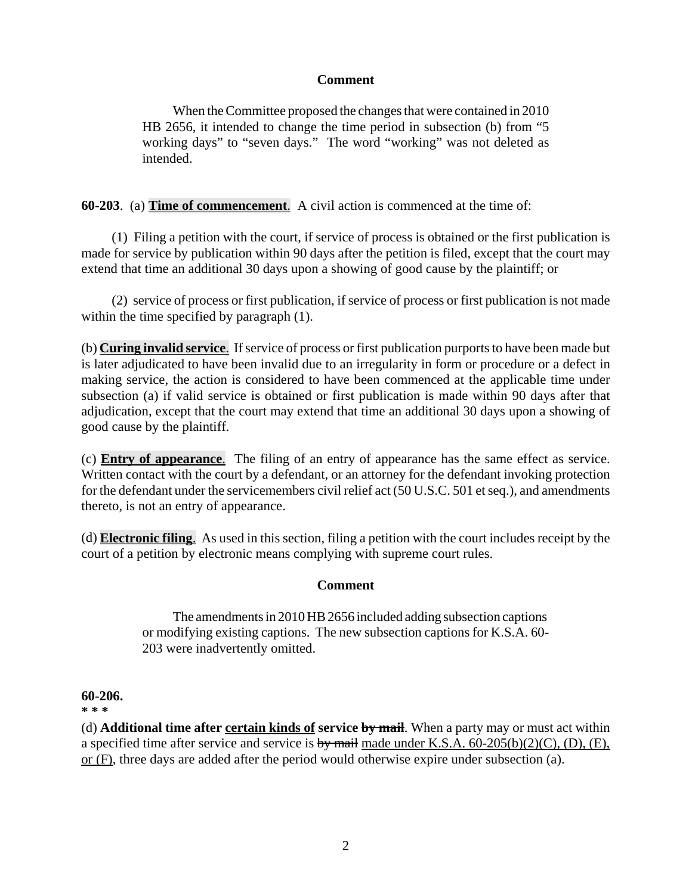**Comment**

> When the Committee proposed the changes that were contained in 2010 HB 2656, it intended to change the time period in subsection (b) from "5 working days" to "seven days." The word "working" was not deleted as intended.

**60-203**. (a) **<u>Time of commencement</u>**. A civil action is commenced at the time of:

(1) Filing a petition with the court, if service of process is obtained or the first publication is made for service by publication within 90 days after the petition is filed, except that the court may extend that time an additional 30 days upon a showing of good cause by the plaintiff; or

(2) service of process or first publication, if service of process or first publication is not made within the time specified by paragraph (1).

(b) **<u>Curing invalid service</u>**. If service of process or first publication purports to have been made but is later adjudicated to have been invalid due to an irregularity in form or procedure or a defect in making service, the action is considered to have been commenced at the applicable time under subsection (a) if valid service is obtained or first publication is made within 90 days after that adjudication, except that the court may extend that time an additional 30 days upon a showing of good cause by the plaintiff.

(c) **<u>Entry of appearance</u>**. The filing of an entry of appearance has the same effect as service. Written contact with the court by a defendant, or an attorney for the defendant invoking protection for the defendant under the servicemembers civil relief act (50 U.S.C. 501 et seq.), and amendments thereto, is not an entry of appearance.

(d) **<u>Electronic filing</u>**. As used in this section, filing a petition with the court includes receipt by the court of a petition by electronic means complying with supreme court rules.

**Comment**

> The amendments in 2010 HB 2656 included adding subsection captions or modifying existing captions. The new subsection captions for K.S.A. 60-203 were inadvertently omitted.

**60-206.**
*** 

(d) **Additional time after <u>certain kinds of</u> service ~~by mail~~**. When a party may or must act within a specified time after service and service is ~~by mail~~ <u>made under K.S.A. 60-205(b)(2)(C), (D), (E), or (F)</u>, three days are added after the period would otherwise expire under subsection (a).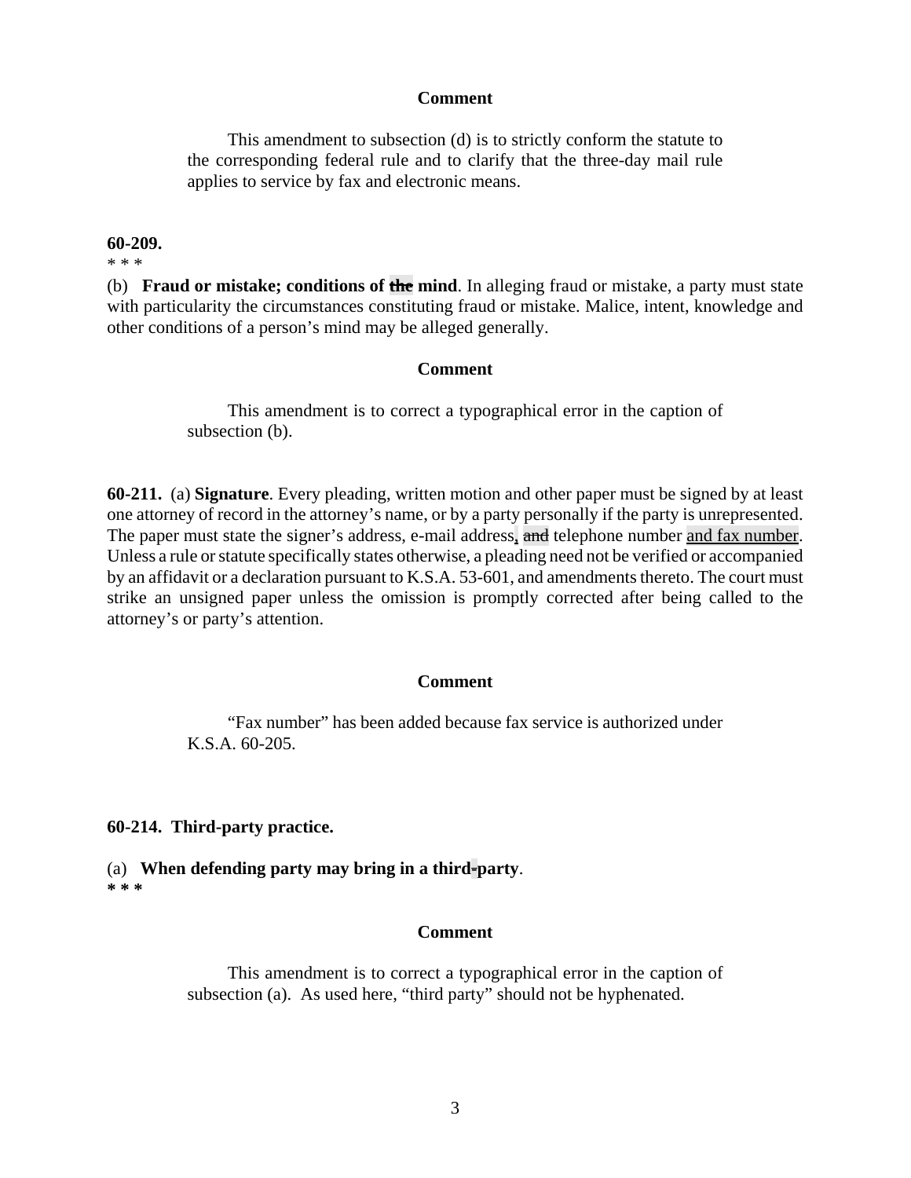**Comment**

This amendment to subsection (d) is to strictly conform the statute to the corresponding federal rule and to clarify that the three-day mail rule applies to service by fax and electronic means.

**60-209.**

\* \* \*

(b) **Fraud or mistake; conditions of ~~the~~ mind**. In alleging fraud or mistake, a party must state with particularity the circumstances constituting fraud or mistake. Malice, intent, knowledge and other conditions of a person's mind may be alleged generally.

**Comment**

This amendment is to correct a typographical error in the caption of subsection (b).

**60-211.** (a) **Signature**. Every pleading, written motion and other paper must be signed by at least one attorney of record in the attorney's name, or by a party personally if the party is unrepresented. The paper must state the signer's address, e-mail address<u>,</u> ~~and~~ telephone number <u>and fax number</u>. Unless a rule or statute specifically states otherwise, a pleading need not be verified or accompanied by an affidavit or a declaration pursuant to K.S.A. 53-601, and amendments thereto. The court must strike an unsigned paper unless the omission is promptly corrected after being called to the attorney's or party's attention.

**Comment**

"Fax number" has been added because fax service is authorized under K.S.A. 60-205.

**60-214. Third-party practice.**

(a) **When defending party may bring in a third~~-~~party**.

**\* \* \***

**Comment**

This amendment is to correct a typographical error in the caption of subsection (a). As used here, "third party" should not be hyphenated.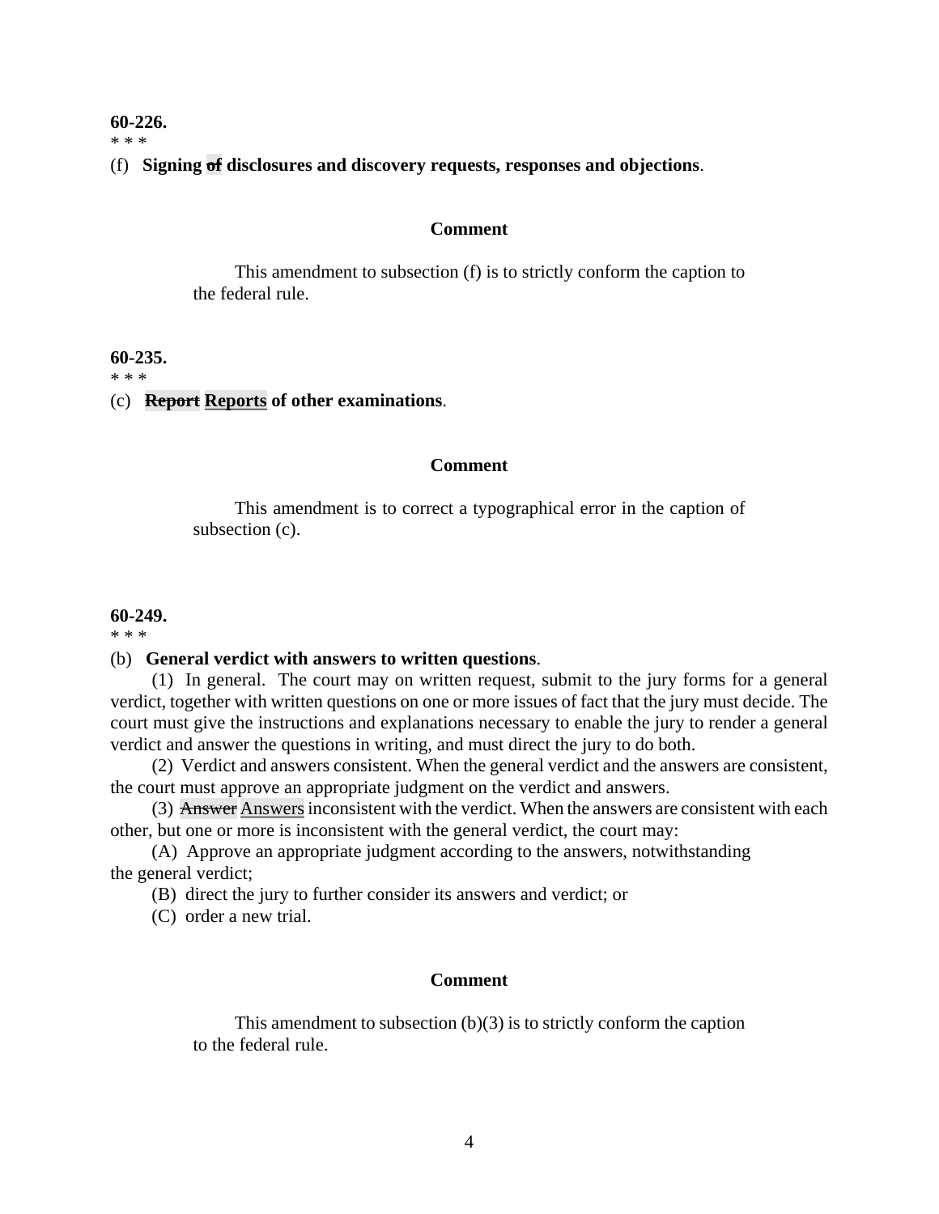**60-226.**

\* \* \*

(f) **Signing ~~of~~ disclosures and discovery requests, responses and objections**.

**Comment**

This amendment to subsection (f) is to strictly conform the caption to the federal rule.

**60-235.**

\* \* \*

(c) **~~Report~~ <u>Reports</u> of other examinations**.

**Comment**

This amendment is to correct a typographical error in the caption of subsection (c).

**60-249.**

\* \* \*

(b) **General verdict with answers to written questions**.

(1) In general. The court may on written request, submit to the jury forms for a general verdict, together with written questions on one or more issues of fact that the jury must decide. The court must give the instructions and explanations necessary to enable the jury to render a general verdict and answer the questions in writing, and must direct the jury to do both.

(2) Verdict and answers consistent. When the general verdict and the answers are consistent, the court must approve an appropriate judgment on the verdict and answers.

(3) ~~Answer~~ <u>Answers</u> inconsistent with the verdict. When the answers are consistent with each other, but one or more is inconsistent with the general verdict, the court may:

(A) Approve an appropriate judgment according to the answers, notwithstanding the general verdict;

(B) direct the jury to further consider its answers and verdict; or

(C) order a new trial.

**Comment**

This amendment to subsection (b)(3) is to strictly conform the caption to the federal rule.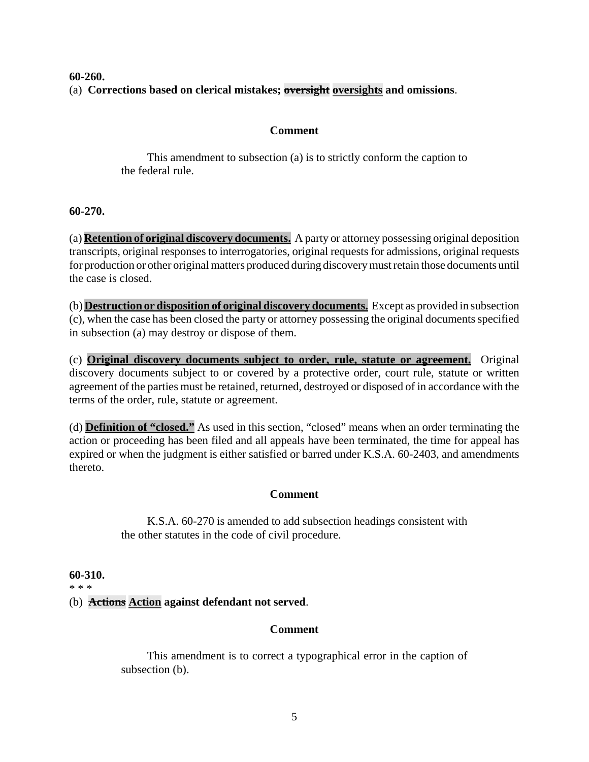**60-260.**

(a) **Corrections based on clerical mistakes; ~~oversight~~ <u>oversights</u> and omissions**.

**Comment**

This amendment to subsection (a) is to strictly conform the caption to the federal rule.

**60-270.**

(a) **<u>Retention of original discovery documents.</u>** A party or attorney possessing original deposition transcripts, original responses to interrogatories, original requests for admissions, original requests for production or other original matters produced during discovery must retain those documents until the case is closed.

(b) **<u>Destruction or disposition of original discovery documents.</u>** Except as provided in subsection (c), when the case has been closed the party or attorney possessing the original documents specified in subsection (a) may destroy or dispose of them.

(c) **<u>Original discovery documents subject to order, rule, statute or agreement.</u>** Original discovery documents subject to or covered by a protective order, court rule, statute or written agreement of the parties must be retained, returned, destroyed or disposed of in accordance with the terms of the order, rule, statute or agreement.

(d) **<u>Definition of "closed."</u>** As used in this section, "closed" means when an order terminating the action or proceeding has been filed and all appeals have been terminated, the time for appeal has expired or when the judgment is either satisfied or barred under K.S.A. 60-2403, and amendments thereto.

**Comment**

K.S.A. 60-270 is amended to add subsection headings consistent with the other statutes in the code of civil procedure.

**60-310.**

* * *

(b) ~~**Actions**~~ **<u>Action</u> against defendant not served**.

**Comment**

This amendment is to correct a typographical error in the caption of subsection (b).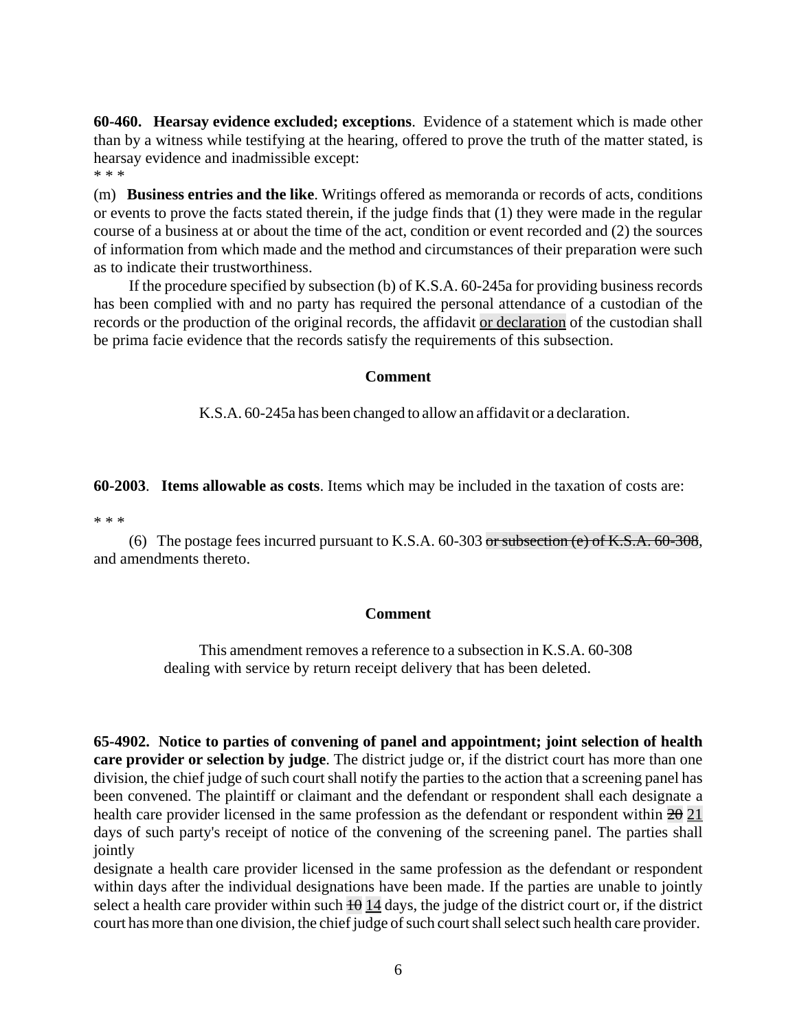**60-460. Hearsay evidence excluded; exceptions**. Evidence of a statement which is made other than by a witness while testifying at the hearing, offered to prove the truth of the matter stated, is hearsay evidence and inadmissible except:

* * *

(m) **Business entries and the like**. Writings offered as memoranda or records of acts, conditions or events to prove the facts stated therein, if the judge finds that (1) they were made in the regular course of a business at or about the time of the act, condition or event recorded and (2) the sources of information from which made and the method and circumstances of their preparation were such as to indicate their trustworthiness.

If the procedure specified by subsection (b) of K.S.A. 60-245a for providing business records has been complied with and no party has required the personal attendance of a custodian of the records or the production of the original records, the affidavit <u>or declaration</u> of the custodian shall be prima facie evidence that the records satisfy the requirements of this subsection.

**Comment**

K.S.A. 60-245a has been changed to allow an affidavit or a declaration.

**60-2003**. **Items allowable as costs**. Items which may be included in the taxation of costs are:

* * *

(6) The postage fees incurred pursuant to K.S.A. 60-303 ~~or subsection (e) of K.S.A. 60-308~~, and amendments thereto.

**Comment**

This amendment removes a reference to a subsection in K.S.A. 60-308 dealing with service by return receipt delivery that has been deleted.

**65-4902. Notice to parties of convening of panel and appointment; joint selection of health care provider or selection by judge**. The district judge or, if the district court has more than one division, the chief judge of such court shall notify the parties to the action that a screening panel has been convened. The plaintiff or claimant and the defendant or respondent shall each designate a health care provider licensed in the same profession as the defendant or respondent within ~~20~~ <u>21</u> days of such party's receipt of notice of the convening of the screening panel. The parties shall jointly designate a health care provider licensed in the same profession as the defendant or respondent within days after the individual designations have been made. If the parties are unable to jointly select a health care provider within such ~~10~~ <u>14</u> days, the judge of the district court or, if the district court has more than one division, the chief judge of such court shall select such health care provider.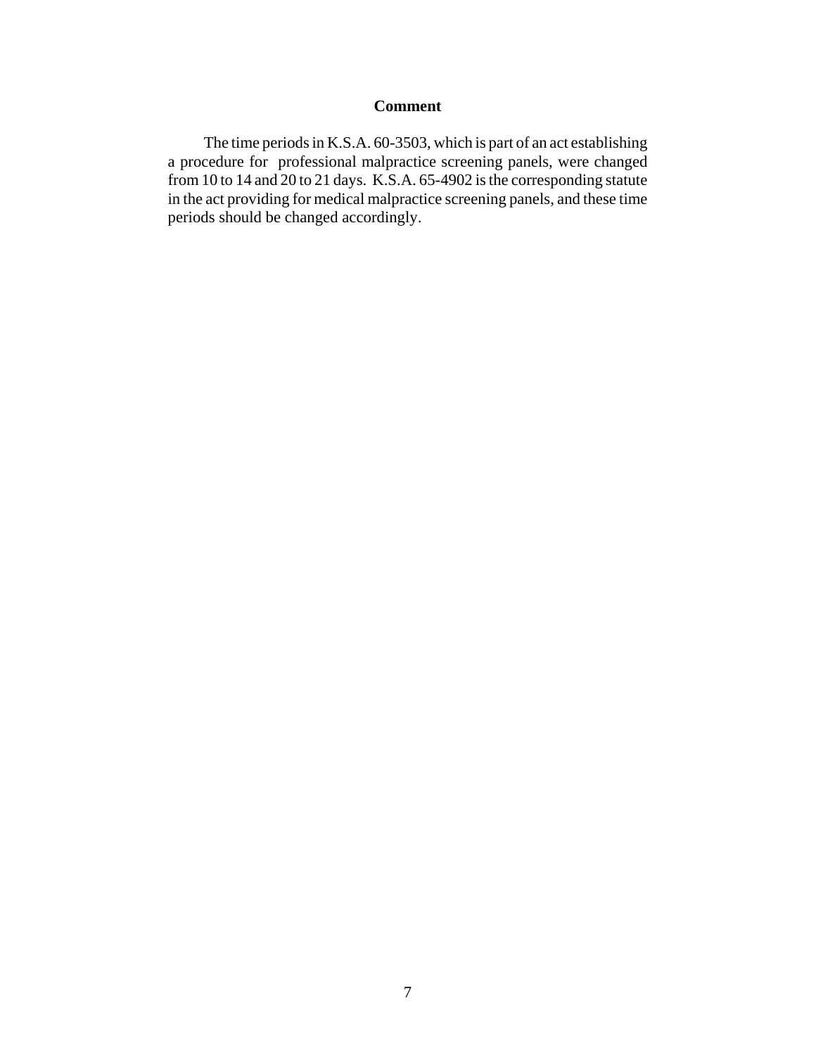## Comment

The time periods in K.S.A. 60-3503, which is part of an act establishing a procedure for professional malpractice screening panels, were changed from 10 to 14 and 20 to 21 days. K.S.A. 65-4902 is the corresponding statute in the act providing for medical malpractice screening panels, and these time periods should be changed accordingly.